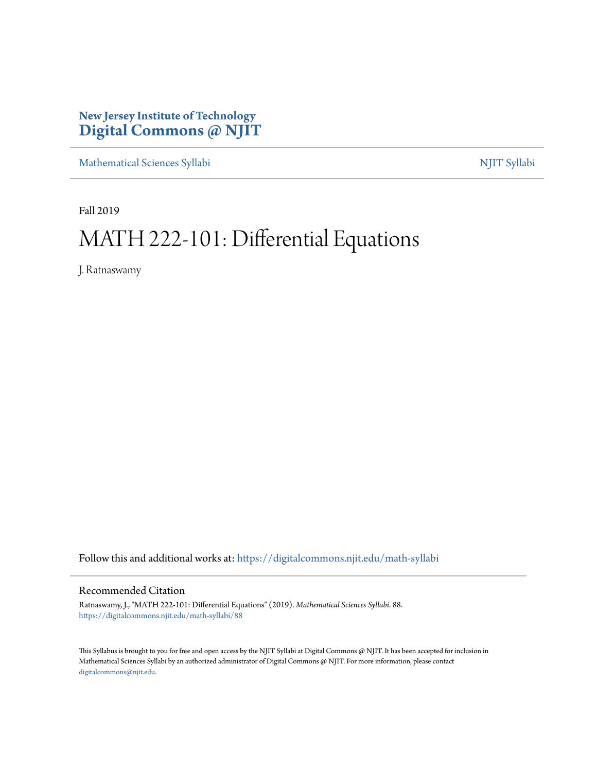New Jersey Institute of Technology
# Digital Commons @ NJIT

Mathematical Sciences Syllabi | NJIT Syllabi

Fall 2019

# MATH 222-101: Differential Equations

J. Ratnaswamy

Follow this and additional works at: https://digitalcommons.njit.edu/math-syllabi

## Recommended Citation

Ratnaswamy, J., "MATH 222-101: Differential Equations" (2019). *Mathematical Sciences Syllabi*. 88.
https://digitalcommons.njit.edu/math-syllabi/88

This Syllabus is brought to you for free and open access by the NJIT Syllabi at Digital Commons @ NJIT. It has been accepted for inclusion in Mathematical Sciences Syllabi by an authorized administrator of Digital Commons @ NJIT. For more information, please contact digitalcommons@njit.edu.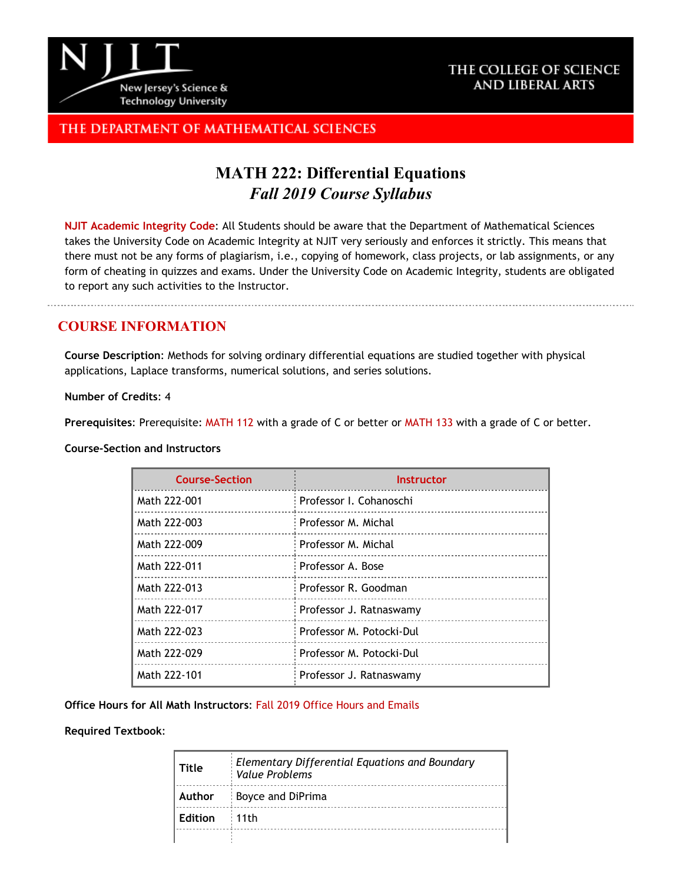# MATH 222: Differential Equations

*Fall 2019 Course Syllabus*

**NJIT Academic Integrity Code**: All Students should be aware that the Department of Mathematical Sciences takes the University Code on Academic Integrity at NJIT very seriously and enforces it strictly. This means that there must not be any forms of plagiarism, i.e., copying of homework, class projects, or lab assignments, or any form of cheating in quizzes and exams. Under the University Code on Academic Integrity, students are obligated to report any such activities to the Instructor.

## COURSE INFORMATION

**Course Description**: Methods for solving ordinary differential equations are studied together with physical applications, Laplace transforms, numerical solutions, and series solutions.

**Number of Credits**: 4

**Prerequisites**: Prerequisite: MATH 112 with a grade of C or better or MATH 133 with a grade of C or better.

**Course-Section and Instructors**

| Course-Section | Instructor |
|---|---|
| Math 222-001 | Professor I. Cohanoschi |
| Math 222-003 | Professor M. Michal |
| Math 222-009 | Professor M. Michal |
| Math 222-011 | Professor A. Bose |
| Math 222-013 | Professor R. Goodman |
| Math 222-017 | Professor J. Ratnaswamy |
| Math 222-023 | Professor M. Potocki-Dul |
| Math 222-029 | Professor M. Potocki-Dul |
| Math 222-101 | Professor J. Ratnaswamy |

**Office Hours for All Math Instructors**: Fall 2019 Office Hours and Emails

**Required Textbook**:

| | |
|---|---|
| **Title** | *Elementary Differential Equations and Boundary Value Problems* |
| **Author** | Boyce and DiPrima |
| **Edition** | 11th |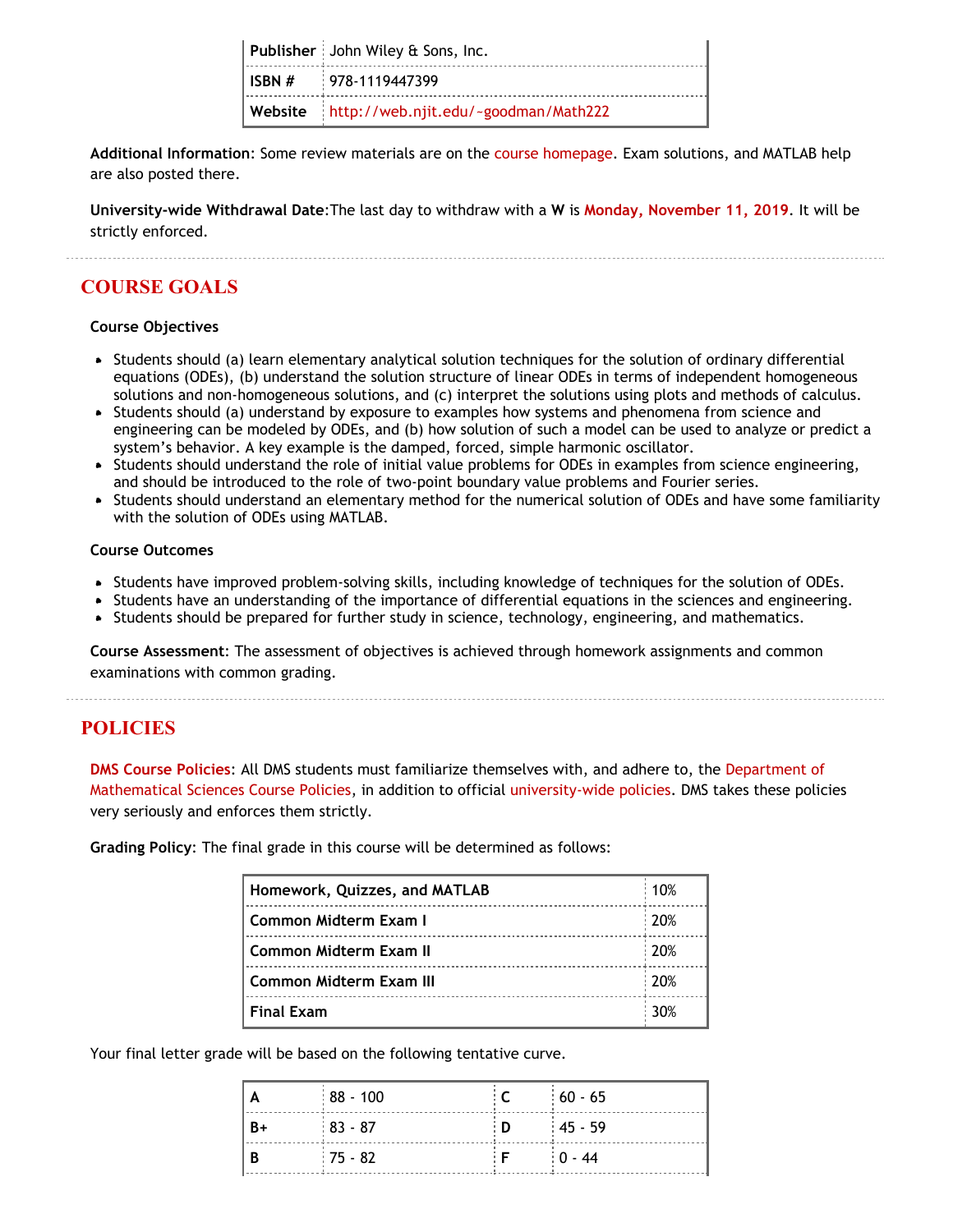| | |
|---|---|
| **Publisher** | John Wiley & Sons, Inc. |
| **ISBN #** | 978-1119447399 |
| **Website** | http://web.njit.edu/~goodman/Math222 |

**Additional Information**: Some review materials are on the course homepage. Exam solutions, and MATLAB help are also posted there.

**University-wide Withdrawal Date**:The last day to withdraw with a **W** is **Monday, November 11, 2019**. It will be strictly enforced.

## COURSE GOALS

**Course Objectives**

- Students should (a) learn elementary analytical solution techniques for the solution of ordinary differential equations (ODEs), (b) understand the solution structure of linear ODEs in terms of independent homogeneous solutions and non-homogeneous solutions, and (c) interpret the solutions using plots and methods of calculus.
- Students should (a) understand by exposure to examples how systems and phenomena from science and engineering can be modeled by ODEs, and (b) how solution of such a model can be used to analyze or predict a system's behavior. A key example is the damped, forced, simple harmonic oscillator.
- Students should understand the role of initial value problems for ODEs in examples from science engineering, and should be introduced to the role of two-point boundary value problems and Fourier series.
- Students should understand an elementary method for the numerical solution of ODEs and have some familiarity with the solution of ODEs using MATLAB.

**Course Outcomes**

- Students have improved problem-solving skills, including knowledge of techniques for the solution of ODEs.
- Students have an understanding of the importance of differential equations in the sciences and engineering.
- Students should be prepared for further study in science, technology, engineering, and mathematics.

**Course Assessment**: The assessment of objectives is achieved through homework assignments and common examinations with common grading.

## POLICIES

**DMS Course Policies**: All DMS students must familiarize themselves with, and adhere to, the Department of Mathematical Sciences Course Policies, in addition to official university-wide policies. DMS takes these policies very seriously and enforces them strictly.

**Grading Policy**: The final grade in this course will be determined as follows:

| | |
|---|---|
| **Homework, Quizzes, and MATLAB** | 10% |
| **Common Midterm Exam I** | 20% |
| **Common Midterm Exam II** | 20% |
| **Common Midterm Exam III** | 20% |
| **Final Exam** | 30% |

Your final letter grade will be based on the following tentative curve.

| | | | |
|---|---|---|---|
| **A** | 88 - 100 | **C** | 60 - 65 |
| **B+** | 83 - 87 | **D** | 45 - 59 |
| **B** | 75 - 82 | **F** | 0 - 44 |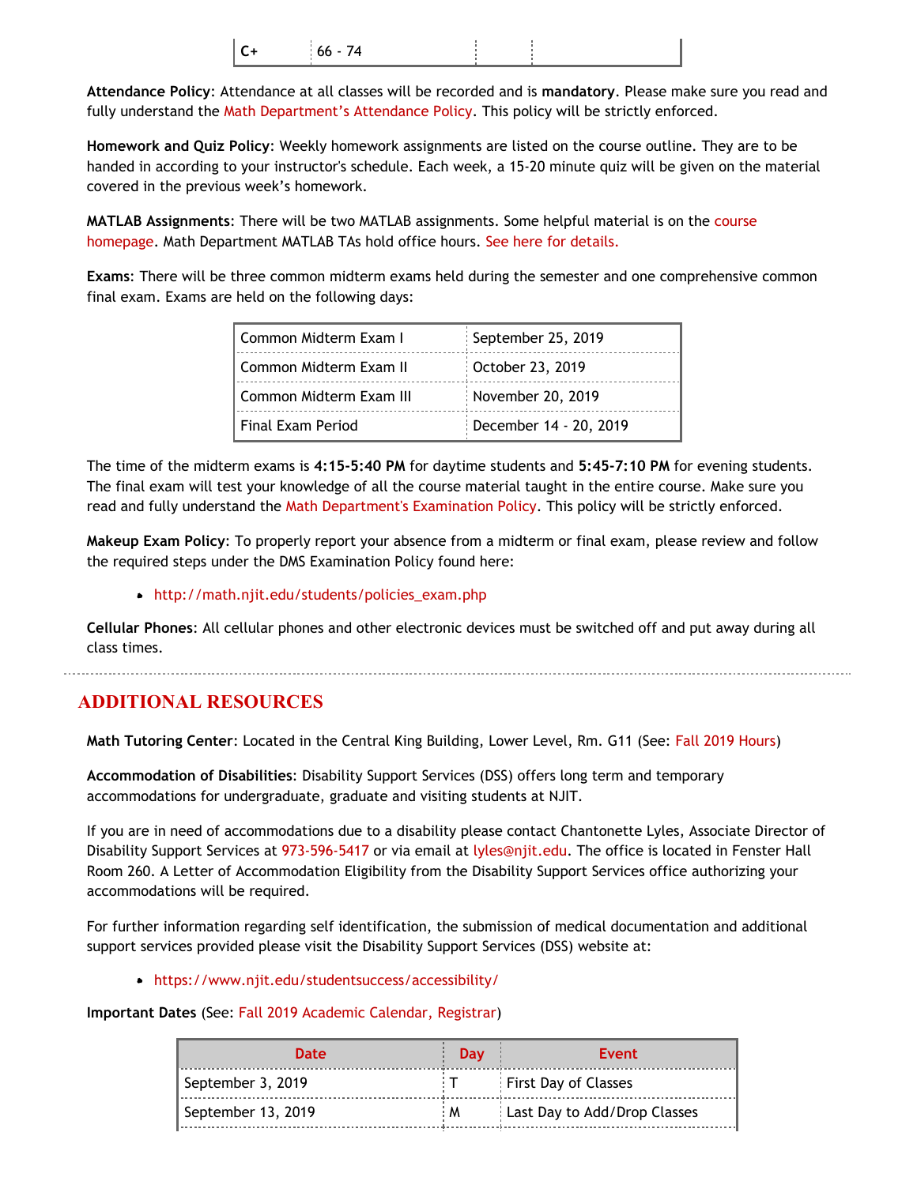| C+ | 66 - 74 | | |
|---|---|---|---|

**Attendance Policy**: Attendance at all classes will be recorded and is **mandatory**. Please make sure you read and fully understand the Math Department's Attendance Policy. This policy will be strictly enforced.

**Homework and Quiz Policy**: Weekly homework assignments are listed on the course outline. They are to be handed in according to your instructor's schedule. Each week, a 15-20 minute quiz will be given on the material covered in the previous week's homework.

**MATLAB Assignments**: There will be two MATLAB assignments. Some helpful material is on the course homepage. Math Department MATLAB TAs hold office hours. See here for details.

**Exams**: There will be three common midterm exams held during the semester and one comprehensive common final exam. Exams are held on the following days:

| Common Midterm Exam I | September 25, 2019 |
|---|---|
| Common Midterm Exam II | October 23, 2019 |
| Common Midterm Exam III | November 20, 2019 |
| Final Exam Period | December 14 - 20, 2019 |

The time of the midterm exams is **4:15-5:40 PM** for daytime students and **5:45-7:10 PM** for evening students. The final exam will test your knowledge of all the course material taught in the entire course. Make sure you read and fully understand the Math Department's Examination Policy. This policy will be strictly enforced.

**Makeup Exam Policy**: To properly report your absence from a midterm or final exam, please review and follow the required steps under the DMS Examination Policy found here:

- http://math.njit.edu/students/policies_exam.php

**Cellular Phones**: All cellular phones and other electronic devices must be switched off and put away during all class times.

## ADDITIONAL RESOURCES

**Math Tutoring Center**: Located in the Central King Building, Lower Level, Rm. G11 (See: Fall 2019 Hours)

**Accommodation of Disabilities**: Disability Support Services (DSS) offers long term and temporary accommodations for undergraduate, graduate and visiting students at NJIT.

If you are in need of accommodations due to a disability please contact Chantonette Lyles, Associate Director of Disability Support Services at 973-596-5417 or via email at lyles@njit.edu. The office is located in Fenster Hall Room 260. A Letter of Accommodation Eligibility from the Disability Support Services office authorizing your accommodations will be required.

For further information regarding self identification, the submission of medical documentation and additional support services provided please visit the Disability Support Services (DSS) website at:

- https://www.njit.edu/studentsuccess/accessibility/

**Important Dates** (See: Fall 2019 Academic Calendar, Registrar)

| Date | Day | Event |
|---|---|---|
| September 3, 2019 | T | First Day of Classes |
| September 13, 2019 | M | Last Day to Add/Drop Classes |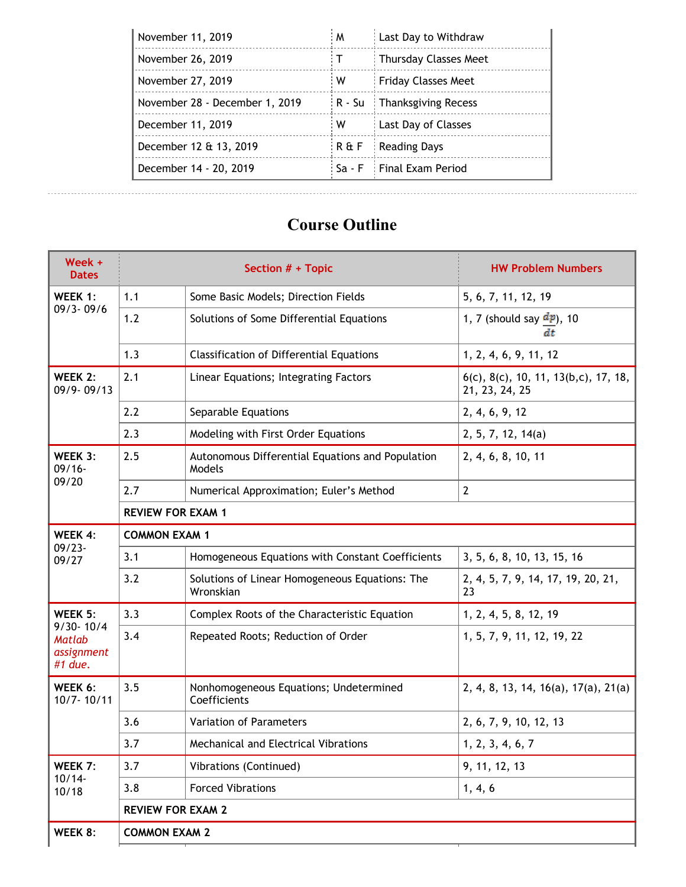| November 11, 2019 | M | Last Day to Withdraw |
|---|---|---|
| November 26, 2019 | T | Thursday Classes Meet |
| November 27, 2019 | W | Friday Classes Meet |
| November 28 - December 1, 2019 | R - Su | Thanksgiving Recess |
| December 11, 2019 | W | Last Day of Classes |
| December 12 & 13, 2019 | R & F | Reading Days |
| December 14 - 20, 2019 | Sa - F | Final Exam Period |

# Course Outline

| Week + Dates | Section # + Topic | | HW Problem Numbers |
|---|---|---|---|
| **WEEK 1:** 09/3- 09/6 | 1.1 | Some Basic Models; Direction Fields | 5, 6, 7, 11, 12, 19 |
| | 1.2 | Solutions of Some Differential Equations | 1, 7 (should say $\frac{dp}{dt}$), 10 |
| | 1.3 | Classification of Differential Equations | 1, 2, 4, 6, 9, 11, 12 |
| **WEEK 2:** 09/9- 09/13 | 2.1 | Linear Equations; Integrating Factors | 6(c), 8(c), 10, 11, 13(b,c), 17, 18, 21, 23, 24, 25 |
| | 2.2 | Separable Equations | 2, 4, 6, 9, 12 |
| | 2.3 | Modeling with First Order Equations | 2, 5, 7, 12, 14(a) |
| **WEEK 3:** 09/16- 09/20 | 2.5 | Autonomous Differential Equations and Population Models | 2, 4, 6, 8, 10, 11 |
| | 2.7 | Numerical Approximation; Euler's Method | 2 |
| | **REVIEW FOR EXAM 1** | | |
| **WEEK 4:** 09/23- 09/27 | **COMMON EXAM 1** | | |
| | 3.1 | Homogeneous Equations with Constant Coefficients | 3, 5, 6, 8, 10, 13, 15, 16 |
| | 3.2 | Solutions of Linear Homogeneous Equations: The Wronskian | 2, 4, 5, 7, 9, 14, 17, 19, 20, 21, 23 |
| **WEEK 5:** 9/30- 10/4 *Matlab assignment #1 due.* | 3.3 | Complex Roots of the Characteristic Equation | 1, 2, 4, 5, 8, 12, 19 |
| | 3.4 | Repeated Roots; Reduction of Order | 1, 5, 7, 9, 11, 12, 19, 22 |
| **WEEK 6:** 10/7- 10/11 | 3.5 | Nonhomogeneous Equations; Undetermined Coefficients | 2, 4, 8, 13, 14, 16(a), 17(a), 21(a) |
| | 3.6 | Variation of Parameters | 2, 6, 7, 9, 10, 12, 13 |
| | 3.7 | Mechanical and Electrical Vibrations | 1, 2, 3, 4, 6, 7 |
| **WEEK 7:** 10/14- 10/18 | 3.7 | Vibrations (Continued) | 9, 11, 12, 13 |
| | 3.8 | Forced Vibrations | 1, 4, 6 |
| | **REVIEW FOR EXAM 2** | | |
| **WEEK 8:** | **COMMON EXAM 2** | | |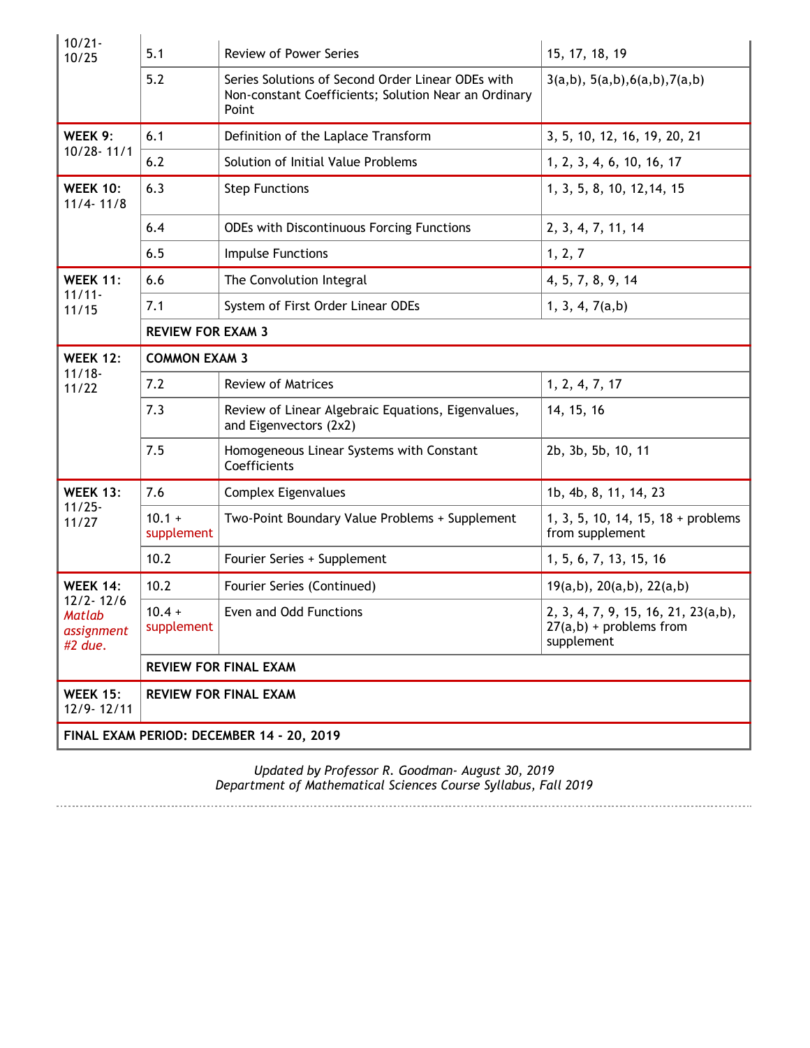| | | | |
|---|---|---|---|
| 10/21- 10/25 | 5.1 | Review of Power Series | 15, 17, 18, 19 |
| | 5.2 | Series Solutions of Second Order Linear ODEs with Non-constant Coefficients; Solution Near an Ordinary Point | 3(a,b), 5(a,b),6(a,b),7(a,b) |
| **WEEK 9:** 10/28- 11/1 | 6.1 | Definition of the Laplace Transform | 3, 5, 10, 12, 16, 19, 20, 21 |
| | 6.2 | Solution of Initial Value Problems | 1, 2, 3, 4, 6, 10, 16, 17 |
| **WEEK 10:** 11/4- 11/8 | 6.3 | Step Functions | 1, 3, 5, 8, 10, 12,14, 15 |
| | 6.4 | ODEs with Discontinuous Forcing Functions | 2, 3, 4, 7, 11, 14 |
| | 6.5 | Impulse Functions | 1, 2, 7 |
| **WEEK 11:** 11/11- 11/15 | 6.6 | The Convolution Integral | 4, 5, 7, 8, 9, 14 |
| | 7.1 | System of First Order Linear ODEs | 1, 3, 4, 7(a,b) |
| | **REVIEW FOR EXAM 3** | | |
| **WEEK 12:** 11/18- 11/22 | **COMMON EXAM 3** | | |
| | 7.2 | Review of Matrices | 1, 2, 4, 7, 17 |
| | 7.3 | Review of Linear Algebraic Equations, Eigenvalues, and Eigenvectors (2x2) | 14, 15, 16 |
| | 7.5 | Homogeneous Linear Systems with Constant Coefficients | 2b, 3b, 5b, 10, 11 |
| **WEEK 13:** 11/25- 11/27 | 7.6 | Complex Eigenvalues | 1b, 4b, 8, 11, 14, 23 |
| | 10.1 + supplement | Two-Point Boundary Value Problems + Supplement | 1, 3, 5, 10, 14, 15, 18 + problems from supplement |
| | 10.2 | Fourier Series + Supplement | 1, 5, 6, 7, 13, 15, 16 |
| **WEEK 14:** 12/2- 12/6 *Matlab assignment #2 due.* | 10.2 | Fourier Series (Continued) | 19(a,b), 20(a,b), 22(a,b) |
| | 10.4 + supplement | Even and Odd Functions | 2, 3, 4, 7, 9, 15, 16, 21, 23(a,b), 27(a,b) + problems from supplement |
| | **REVIEW FOR FINAL EXAM** | | |
| **WEEK 15:** 12/9- 12/11 | **REVIEW FOR FINAL EXAM** | | |
| **FINAL EXAM PERIOD: DECEMBER 14 - 20, 2019** | | | |

*Updated by Professor R. Goodman- August 30, 2019*
*Department of Mathematical Sciences Course Syllabus, Fall 2019*